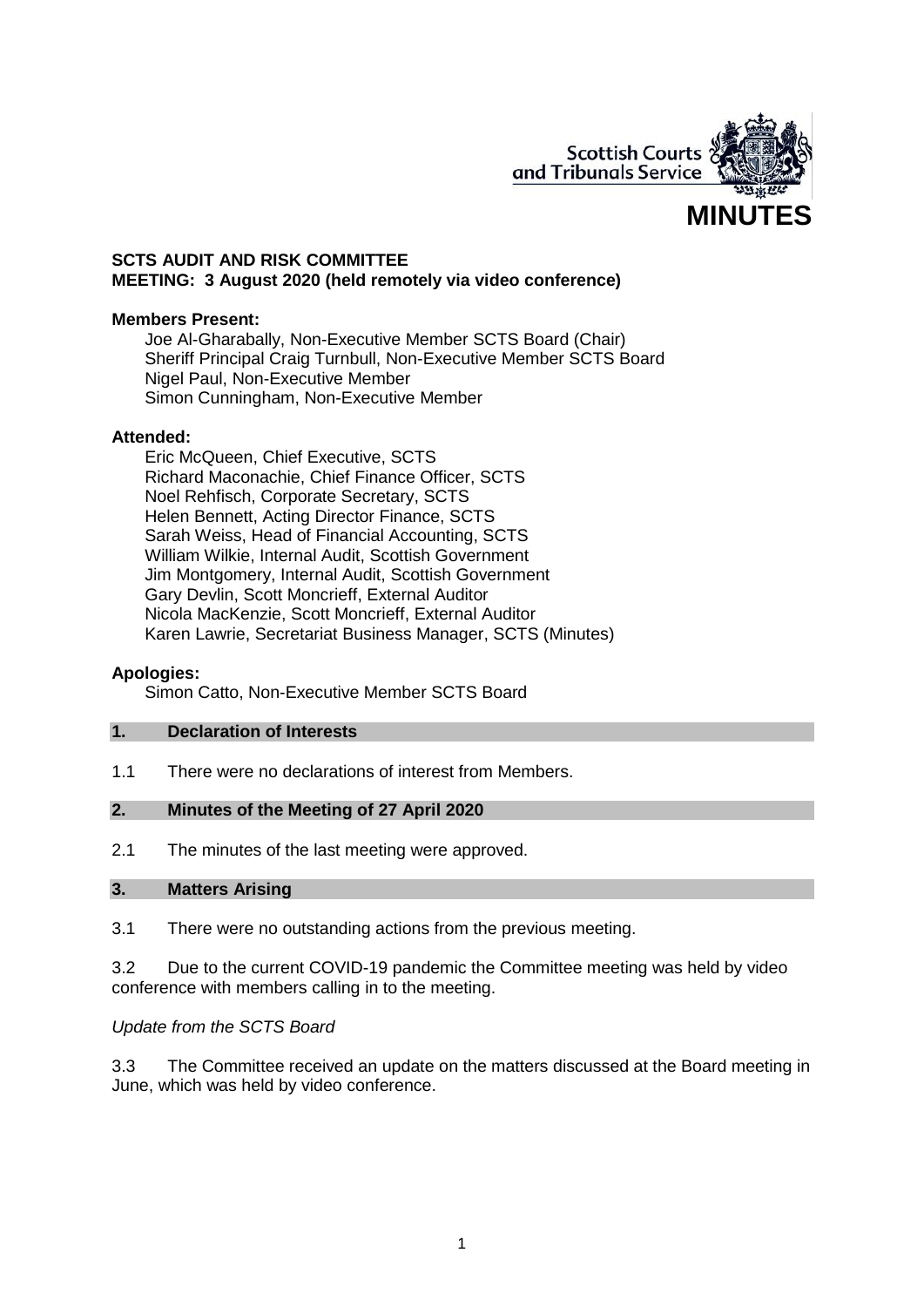Scottish Courts and Tribunals Service

# MINUTES

**SCTS AUDIT AND RISK COMMITTEE**
**MEETING: 3 August 2020 (held remotely via video conference)**

**Members Present:**

Joe Al-Gharabally, Non-Executive Member SCTS Board (Chair)
Sheriff Principal Craig Turnbull, Non-Executive Member SCTS Board
Nigel Paul, Non-Executive Member
Simon Cunningham, Non-Executive Member

**Attended:**

Eric McQueen, Chief Executive, SCTS
Richard Maconachie, Chief Finance Officer, SCTS
Noel Rehfisch, Corporate Secretary, SCTS
Helen Bennett, Acting Director Finance, SCTS
Sarah Weiss, Head of Financial Accounting, SCTS
William Wilkie, Internal Audit, Scottish Government
Jim Montgomery, Internal Audit, Scottish Government
Gary Devlin, Scott Moncrieff, External Auditor
Nicola MacKenzie, Scott Moncrieff, External Auditor
Karen Lawrie, Secretariat Business Manager, SCTS (Minutes)

**Apologies:**

Simon Catto, Non-Executive Member SCTS Board

## 1. Declaration of Interests

1.1 There were no declarations of interest from Members.

## 2. Minutes of the Meeting of 27 April 2020

2.1 The minutes of the last meeting were approved.

## 3. Matters Arising

3.1 There were no outstanding actions from the previous meeting.

3.2 Due to the current COVID-19 pandemic the Committee meeting was held by video conference with members calling in to the meeting.

*Update from the SCTS Board*

3.3 The Committee received an update on the matters discussed at the Board meeting in June, which was held by video conference.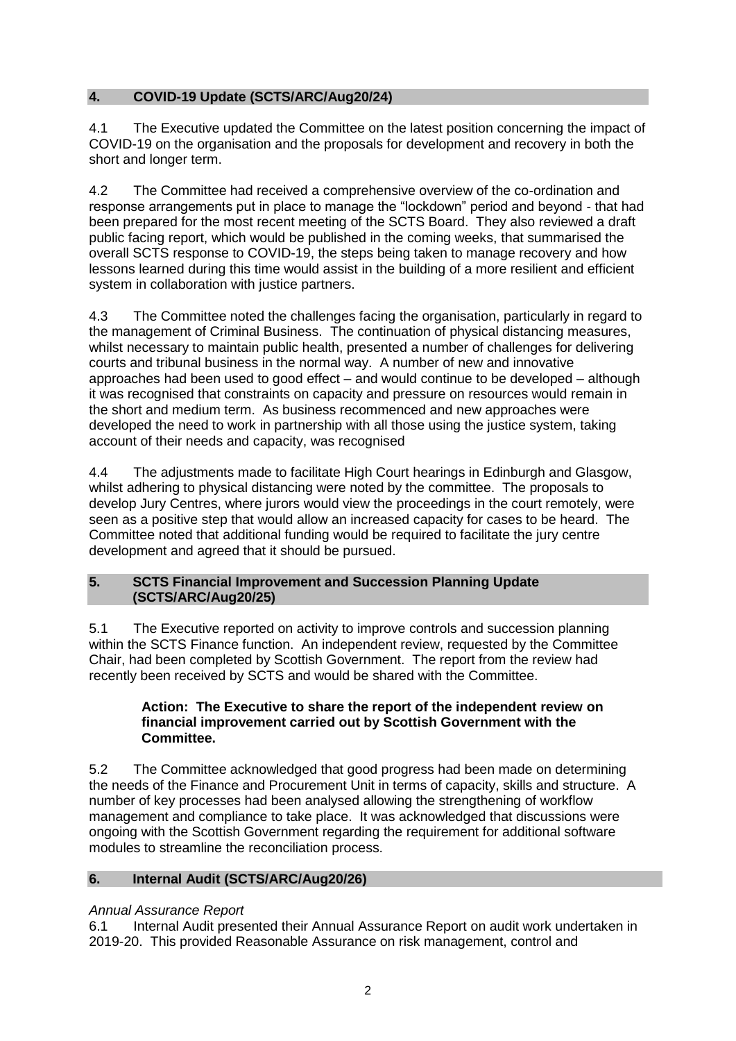## 4. COVID-19 Update (SCTS/ARC/Aug20/24)

4.1 The Executive updated the Committee on the latest position concerning the impact of COVID-19 on the organisation and the proposals for development and recovery in both the short and longer term.

4.2 The Committee had received a comprehensive overview of the co-ordination and response arrangements put in place to manage the "lockdown" period and beyond - that had been prepared for the most recent meeting of the SCTS Board. They also reviewed a draft public facing report, which would be published in the coming weeks, that summarised the overall SCTS response to COVID-19, the steps being taken to manage recovery and how lessons learned during this time would assist in the building of a more resilient and efficient system in collaboration with justice partners.

4.3 The Committee noted the challenges facing the organisation, particularly in regard to the management of Criminal Business. The continuation of physical distancing measures, whilst necessary to maintain public health, presented a number of challenges for delivering courts and tribunal business in the normal way. A number of new and innovative approaches had been used to good effect – and would continue to be developed – although it was recognised that constraints on capacity and pressure on resources would remain in the short and medium term. As business recommenced and new approaches were developed the need to work in partnership with all those using the justice system, taking account of their needs and capacity, was recognised

4.4 The adjustments made to facilitate High Court hearings in Edinburgh and Glasgow, whilst adhering to physical distancing were noted by the committee. The proposals to develop Jury Centres, where jurors would view the proceedings in the court remotely, were seen as a positive step that would allow an increased capacity for cases to be heard. The Committee noted that additional funding would be required to facilitate the jury centre development and agreed that it should be pursued.

## 5. SCTS Financial Improvement and Succession Planning Update (SCTS/ARC/Aug20/25)

5.1 The Executive reported on activity to improve controls and succession planning within the SCTS Finance function. An independent review, requested by the Committee Chair, had been completed by Scottish Government. The report from the review had recently been received by SCTS and would be shared with the Committee.

> **Action: The Executive to share the report of the independent review on financial improvement carried out by Scottish Government with the Committee.**

5.2 The Committee acknowledged that good progress had been made on determining the needs of the Finance and Procurement Unit in terms of capacity, skills and structure. A number of key processes had been analysed allowing the strengthening of workflow management and compliance to take place. It was acknowledged that discussions were ongoing with the Scottish Government regarding the requirement for additional software modules to streamline the reconciliation process.

## 6. Internal Audit (SCTS/ARC/Aug20/26)

*Annual Assurance Report*

6.1 Internal Audit presented their Annual Assurance Report on audit work undertaken in 2019-20. This provided Reasonable Assurance on risk management, control and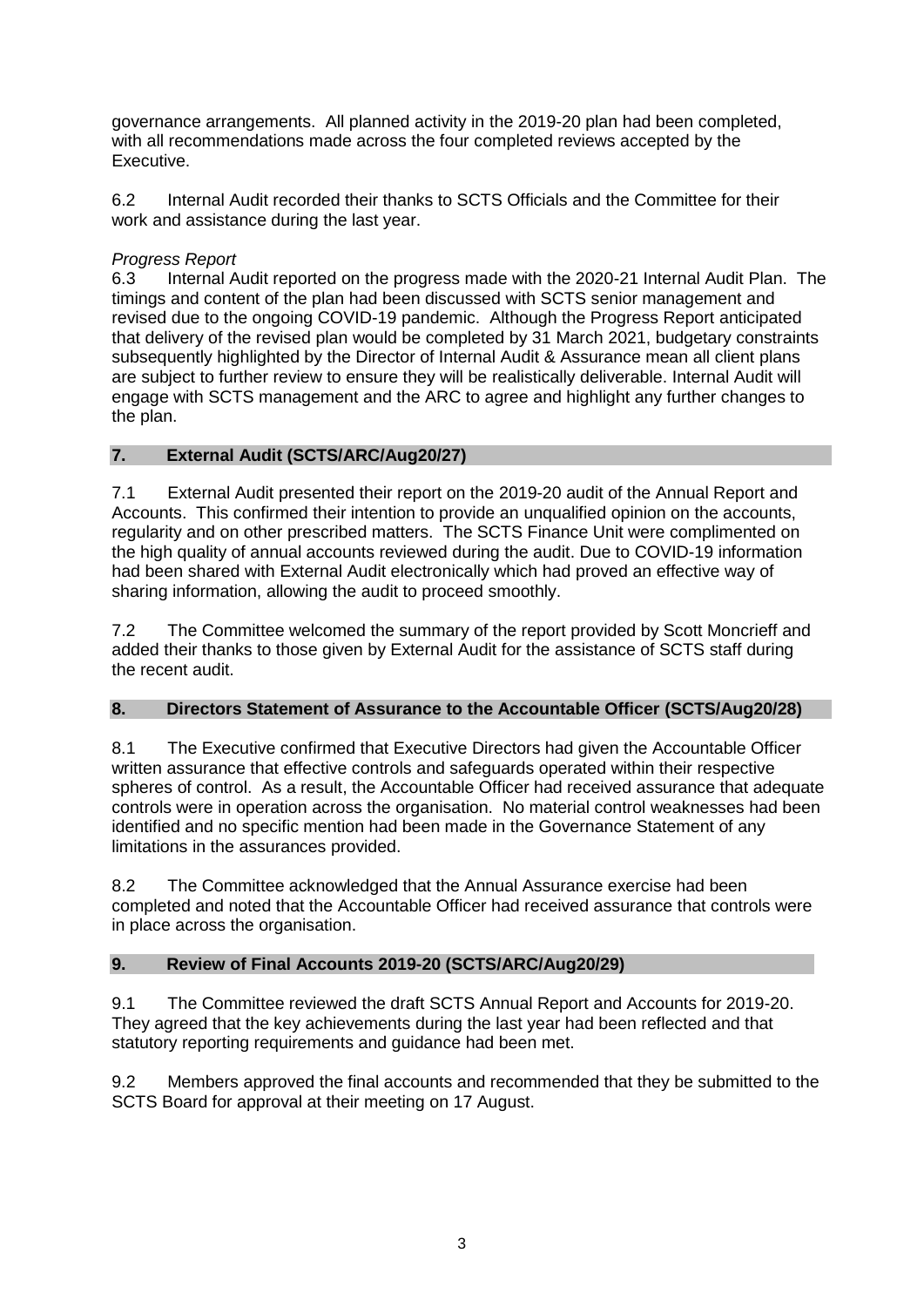governance arrangements. All planned activity in the 2019-20 plan had been completed, with all recommendations made across the four completed reviews accepted by the Executive.

6.2 Internal Audit recorded their thanks to SCTS Officials and the Committee for their work and assistance during the last year.

*Progress Report*

6.3 Internal Audit reported on the progress made with the 2020-21 Internal Audit Plan. The timings and content of the plan had been discussed with SCTS senior management and revised due to the ongoing COVID-19 pandemic. Although the Progress Report anticipated that delivery of the revised plan would be completed by 31 March 2021, budgetary constraints subsequently highlighted by the Director of Internal Audit & Assurance mean all client plans are subject to further review to ensure they will be realistically deliverable. Internal Audit will engage with SCTS management and the ARC to agree and highlight any further changes to the plan.

## 7. External Audit (SCTS/ARC/Aug20/27)

7.1 External Audit presented their report on the 2019-20 audit of the Annual Report and Accounts. This confirmed their intention to provide an unqualified opinion on the accounts, regularity and on other prescribed matters. The SCTS Finance Unit were complimented on the high quality of annual accounts reviewed during the audit. Due to COVID-19 information had been shared with External Audit electronically which had proved an effective way of sharing information, allowing the audit to proceed smoothly.

7.2 The Committee welcomed the summary of the report provided by Scott Moncrieff and added their thanks to those given by External Audit for the assistance of SCTS staff during the recent audit.

## 8. Directors Statement of Assurance to the Accountable Officer (SCTS/Aug20/28)

8.1 The Executive confirmed that Executive Directors had given the Accountable Officer written assurance that effective controls and safeguards operated within their respective spheres of control. As a result, the Accountable Officer had received assurance that adequate controls were in operation across the organisation. No material control weaknesses had been identified and no specific mention had been made in the Governance Statement of any limitations in the assurances provided.

8.2 The Committee acknowledged that the Annual Assurance exercise had been completed and noted that the Accountable Officer had received assurance that controls were in place across the organisation.

## 9. Review of Final Accounts 2019-20 (SCTS/ARC/Aug20/29)

9.1 The Committee reviewed the draft SCTS Annual Report and Accounts for 2019-20. They agreed that the key achievements during the last year had been reflected and that statutory reporting requirements and guidance had been met.

9.2 Members approved the final accounts and recommended that they be submitted to the SCTS Board for approval at their meeting on 17 August.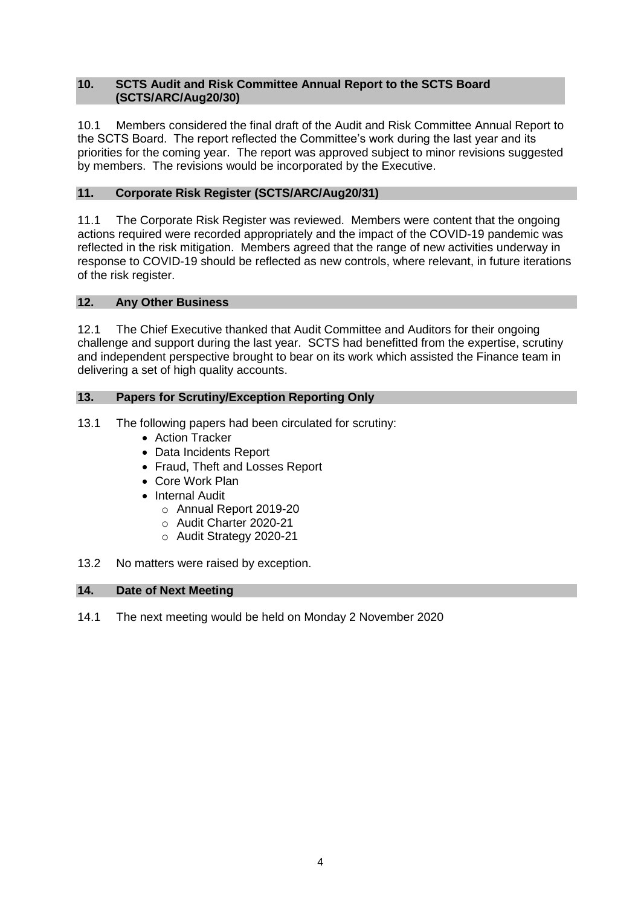## 10. SCTS Audit and Risk Committee Annual Report to the SCTS Board (SCTS/ARC/Aug20/30)

10.1 Members considered the final draft of the Audit and Risk Committee Annual Report to the SCTS Board. The report reflected the Committee's work during the last year and its priorities for the coming year. The report was approved subject to minor revisions suggested by members. The revisions would be incorporated by the Executive.

## 11. Corporate Risk Register (SCTS/ARC/Aug20/31)

11.1 The Corporate Risk Register was reviewed. Members were content that the ongoing actions required were recorded appropriately and the impact of the COVID-19 pandemic was reflected in the risk mitigation. Members agreed that the range of new activities underway in response to COVID-19 should be reflected as new controls, where relevant, in future iterations of the risk register.

## 12. Any Other Business

12.1 The Chief Executive thanked that Audit Committee and Auditors for their ongoing challenge and support during the last year. SCTS had benefitted from the expertise, scrutiny and independent perspective brought to bear on its work which assisted the Finance team in delivering a set of high quality accounts.

## 13. Papers for Scrutiny/Exception Reporting Only

13.1 The following papers had been circulated for scrutiny:

- Action Tracker
- Data Incidents Report
- Fraud, Theft and Losses Report
- Core Work Plan
- Internal Audit
  - Annual Report 2019-20
  - Audit Charter 2020-21
  - Audit Strategy 2020-21

13.2 No matters were raised by exception.

## 14. Date of Next Meeting

14.1 The next meeting would be held on Monday 2 November 2020